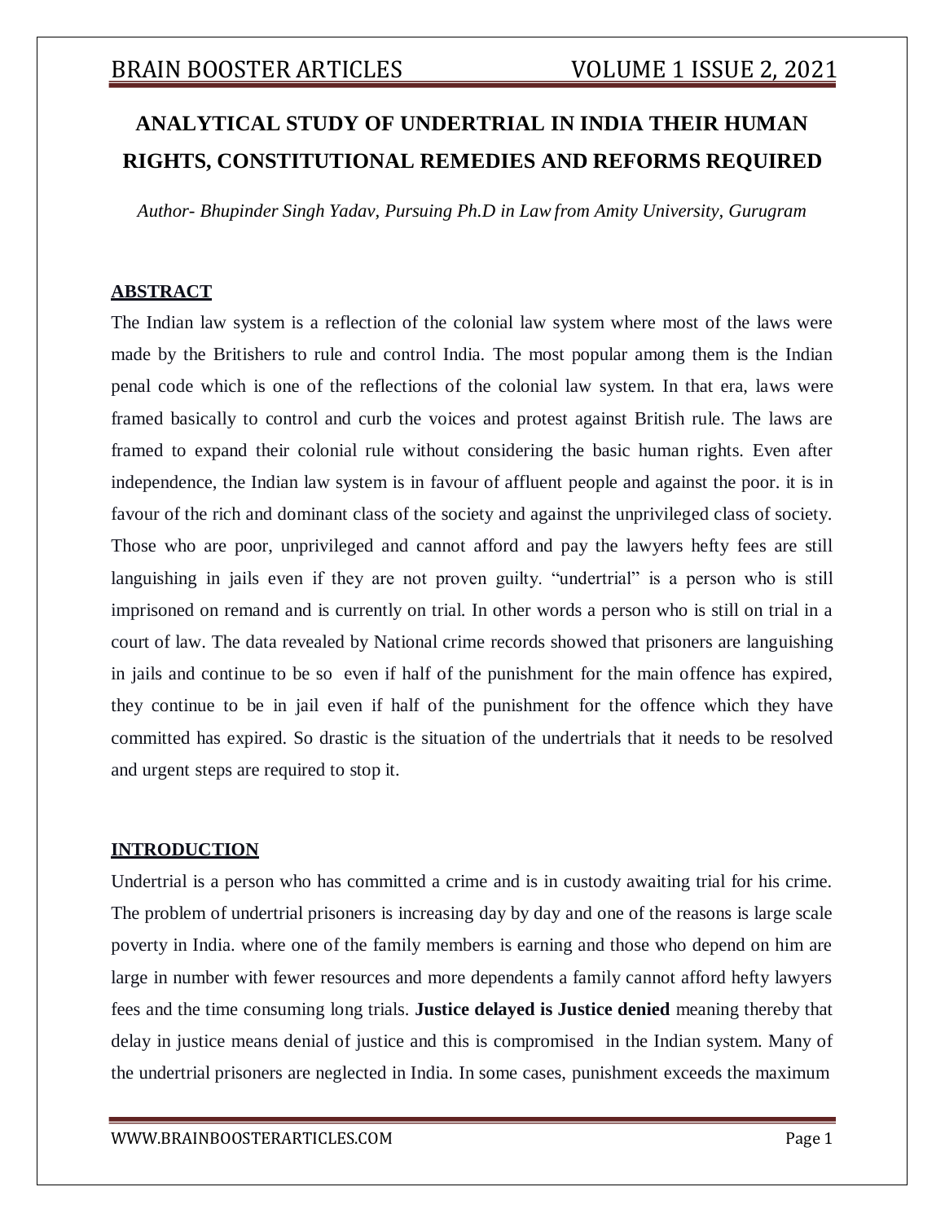# ANALYTICAL STUDY OF UNDERTRIAL IN INDIA THEIR HUMAN RIGHTS, CONSTITUTIONAL REMEDIES AND REFORMS REQUIRED

*Author- Bhupinder Singh Yadav, Pursuing Ph.D in Law from Amity University, Gurugram*

## ABSTRACT

The Indian law system is a reflection of the colonial law system where most of the laws were made by the Britishers to rule and control India. The most popular among them is the Indian penal code which is one of the reflections of the colonial law system. In that era, laws were framed basically to control and curb the voices and protest against British rule. The laws are framed to expand their colonial rule without considering the basic human rights. Even after independence, the Indian law system is in favour of affluent people and against the poor. it is in favour of the rich and dominant class of the society and against the unprivileged class of society. Those who are poor, unprivileged and cannot afford and pay the lawyers hefty fees are still languishing in jails even if they are not proven guilty. "undertrial" is a person who is still imprisoned on remand and is currently on trial. In other words a person who is still on trial in a court of law. The data revealed by National crime records showed that prisoners are languishing in jails and continue to be so even if half of the punishment for the main offence has expired, they continue to be in jail even if half of the punishment for the offence which they have committed has expired. So drastic is the situation of the undertrials that it needs to be resolved and urgent steps are required to stop it.

## INTRODUCTION

Undertrial is a person who has committed a crime and is in custody awaiting trial for his crime. The problem of undertrial prisoners is increasing day by day and one of the reasons is large scale poverty in India. where one of the family members is earning and those who depend on him are large in number with fewer resources and more dependents a family cannot afford hefty lawyers fees and the time consuming long trials. **Justice delayed is Justice denied** meaning thereby that delay in justice means denial of justice and this is compromised in the Indian system. Many of the undertrial prisoners are neglected in India. In some cases, punishment exceeds the maximum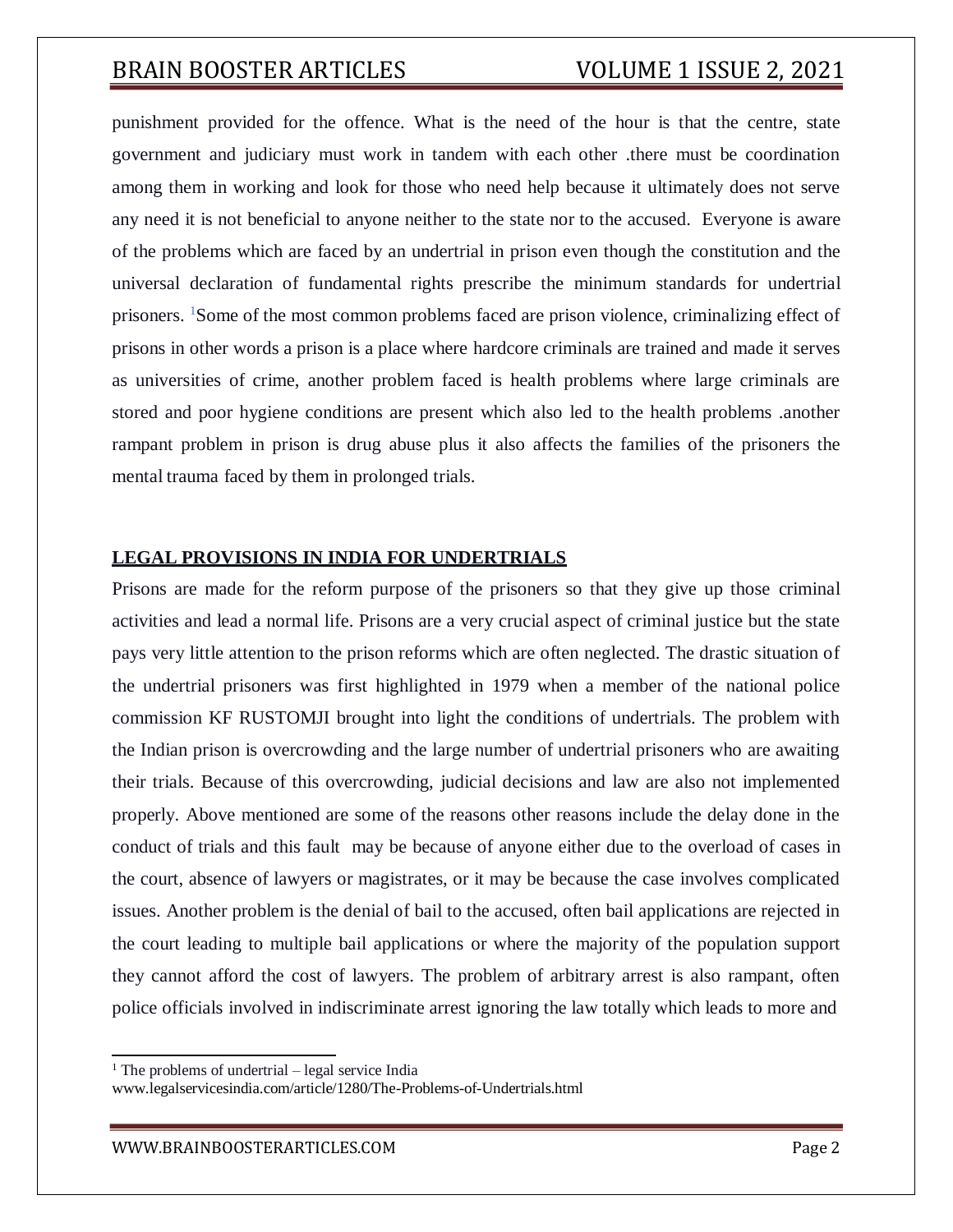punishment provided for the offence. What is the need of the hour is that the centre, state government and judiciary must work in tandem with each other .there must be coordination among them in working and look for those who need help because it ultimately does not serve any need it is not beneficial to anyone neither to the state nor to the accused. Everyone is aware of the problems which are faced by an undertrial in prison even though the constitution and the universal declaration of fundamental rights prescribe the minimum standards for undertrial prisoners. [1]Some of the most common problems faced are prison violence, criminalizing effect of prisons in other words a prison is a place where hardcore criminals are trained and made it serves as universities of crime, another problem faced is health problems where large criminals are stored and poor hygiene conditions are present which also led to the health problems .another rampant problem in prison is drug abuse plus it also affects the families of the prisoners the mental trauma faced by them in prolonged trials.

## LEGAL PROVISIONS IN INDIA FOR UNDERTRIALS

Prisons are made for the reform purpose of the prisoners so that they give up those criminal activities and lead a normal life. Prisons are a very crucial aspect of criminal justice but the state pays very little attention to the prison reforms which are often neglected. The drastic situation of the undertrial prisoners was first highlighted in 1979 when a member of the national police commission KF RUSTOMJI brought into light the conditions of undertrials. The problem with the Indian prison is overcrowding and the large number of undertrial prisoners who are awaiting their trials. Because of this overcrowding, judicial decisions and law are also not implemented properly. Above mentioned are some of the reasons other reasons include the delay done in the conduct of trials and this fault may be because of anyone either due to the overload of cases in the court, absence of lawyers or magistrates, or it may be because the case involves complicated issues. Another problem is the denial of bail to the accused, often bail applications are rejected in the court leading to multiple bail applications or where the majority of the population support they cannot afford the cost of lawyers. The problem of arbitrary arrest is also rampant, often police officials involved in indiscriminate arrest ignoring the law totally which leads to more and

---

[1] The problems of undertrial – legal service India
www.legalservicesindia.com/article/1280/The-Problems-of-Undertrials.html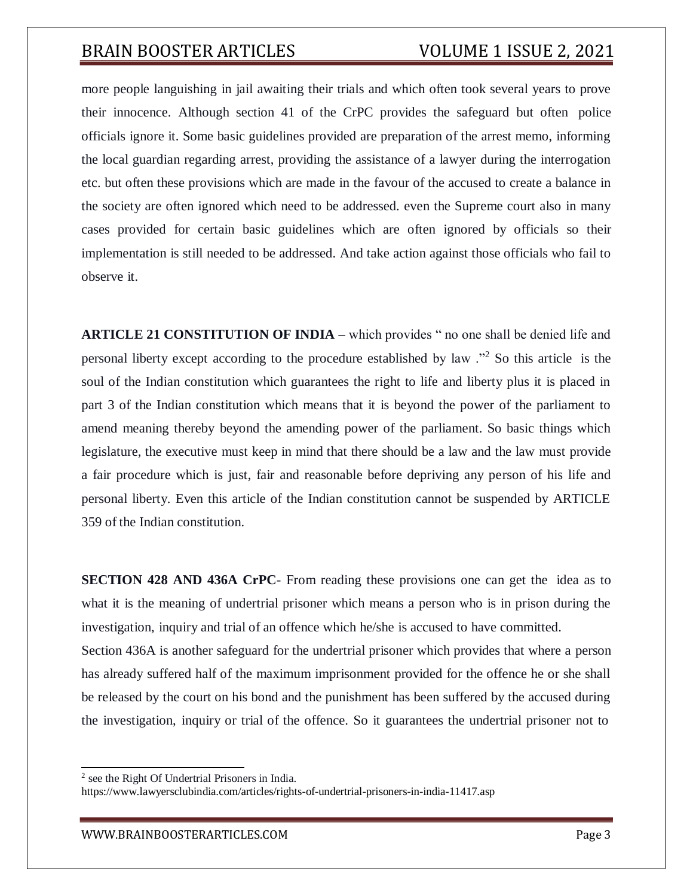more people languishing in jail awaiting their trials and which often took several years to prove their innocence. Although section 41 of the CrPC provides the safeguard but often police officials ignore it. Some basic guidelines provided are preparation of the arrest memo, informing the local guardian regarding arrest, providing the assistance of a lawyer during the interrogation etc. but often these provisions which are made in the favour of the accused to create a balance in the society are often ignored which need to be addressed. even the Supreme court also in many cases provided for certain basic guidelines which are often ignored by officials so their implementation is still needed to be addressed. And take action against those officials who fail to observe it.

**ARTICLE 21 CONSTITUTION OF INDIA** – which provides " no one shall be denied life and personal liberty except according to the procedure established by law ."[2] So this article is the soul of the Indian constitution which guarantees the right to life and liberty plus it is placed in part 3 of the Indian constitution which means that it is beyond the power of the parliament to amend meaning thereby beyond the amending power of the parliament. So basic things which legislature, the executive must keep in mind that there should be a law and the law must provide a fair procedure which is just, fair and reasonable before depriving any person of his life and personal liberty. Even this article of the Indian constitution cannot be suspended by ARTICLE 359 of the Indian constitution.

**SECTION 428 AND 436A CrPC**- From reading these provisions one can get the idea as to what it is the meaning of undertrial prisoner which means a person who is in prison during the investigation, inquiry and trial of an offence which he/she is accused to have committed.

Section 436A is another safeguard for the undertrial prisoner which provides that where a person has already suffered half of the maximum imprisonment provided for the offence he or she shall be released by the court on his bond and the punishment has been suffered by the accused during the investigation, inquiry or trial of the offence. So it guarantees the undertrial prisoner not to

---

[2] see the Right Of Undertrial Prisoners in India. https://www.lawyersclubindia.com/articles/rights-of-undertrial-prisoners-in-india-11417.asp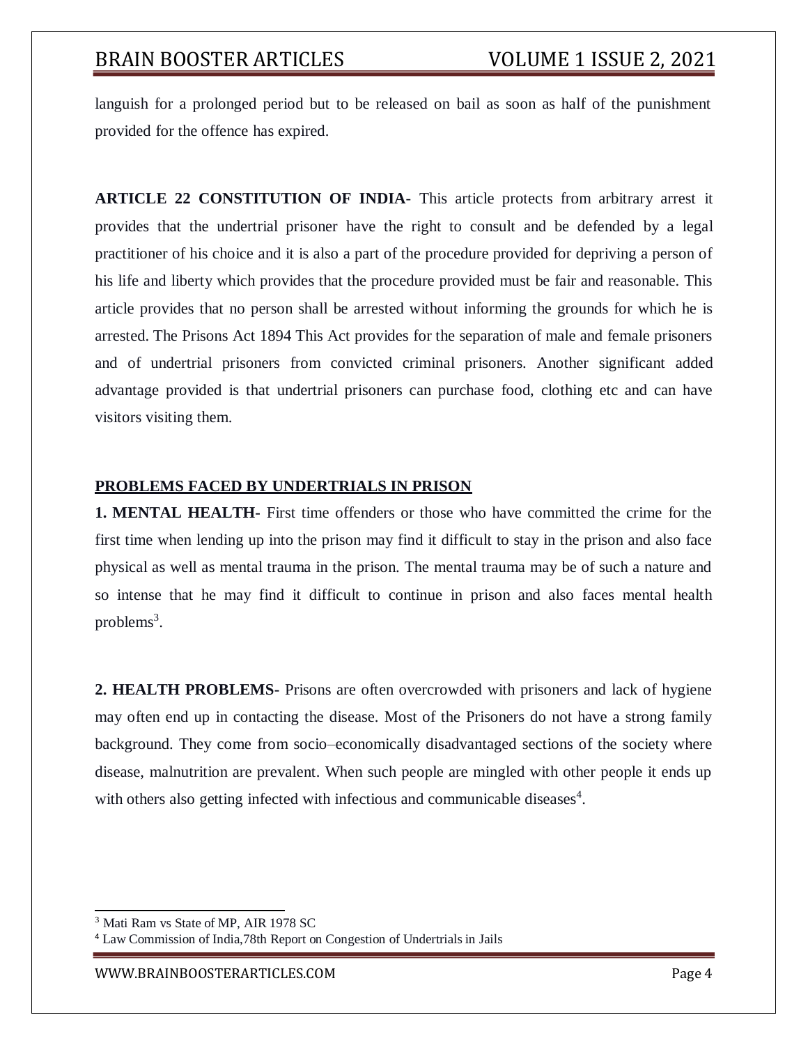languish for a prolonged period but to be released on bail as soon as half of the punishment provided for the offence has expired.

**ARTICLE 22 CONSTITUTION OF INDIA**- This article protects from arbitrary arrest it provides that the undertrial prisoner have the right to consult and be defended by a legal practitioner of his choice and it is also a part of the procedure provided for depriving a person of his life and liberty which provides that the procedure provided must be fair and reasonable. This article provides that no person shall be arrested without informing the grounds for which he is arrested. The Prisons Act 1894 This Act provides for the separation of male and female prisoners and of undertrial prisoners from convicted criminal prisoners. Another significant added advantage provided is that undertrial prisoners can purchase food, clothing etc and can have visitors visiting them.

## PROBLEMS FACED BY UNDERTRIALS IN PRISON

**1. MENTAL HEALTH-** First time offenders or those who have committed the crime for the first time when lending up into the prison may find it difficult to stay in the prison and also face physical as well as mental trauma in the prison. The mental trauma may be of such a nature and so intense that he may find it difficult to continue in prison and also faces mental health problems[3].

**2. HEALTH PROBLEMS-** Prisons are often overcrowded with prisoners and lack of hygiene may often end up in contacting the disease. Most of the Prisoners do not have a strong family background. They come from socio–economically disadvantaged sections of the society where disease, malnutrition are prevalent. When such people are mingled with other people it ends up with others also getting infected with infectious and communicable diseases[4].

---

[3] Mati Ram vs State of MP, AIR 1978 SC

[4] Law Commission of India,78th Report on Congestion of Undertrials in Jails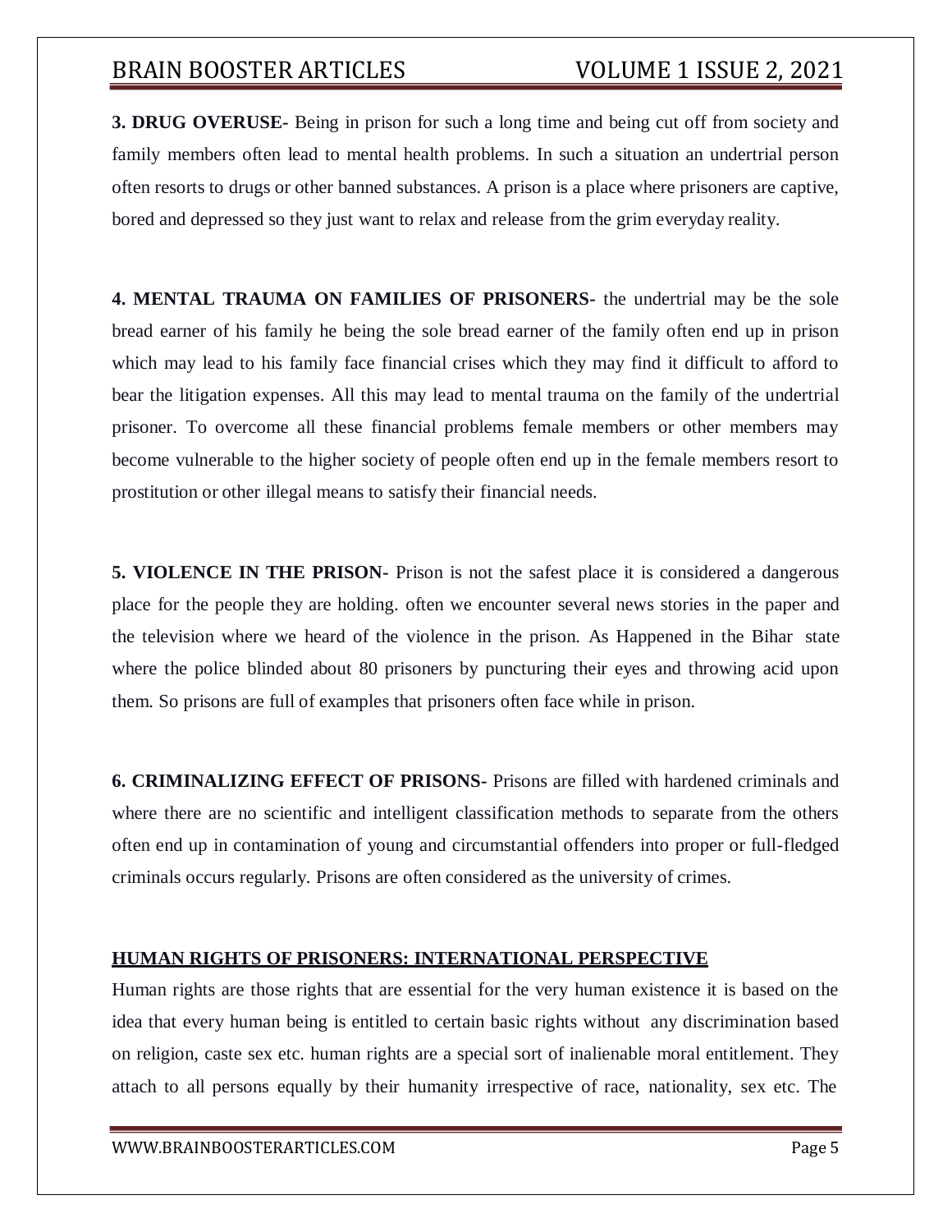**3. DRUG OVERUSE-** Being in prison for such a long time and being cut off from society and family members often lead to mental health problems. In such a situation an undertrial person often resorts to drugs or other banned substances. A prison is a place where prisoners are captive, bored and depressed so they just want to relax and release from the grim everyday reality.

**4. MENTAL TRAUMA ON FAMILIES OF PRISONERS-** the undertrial may be the sole bread earner of his family he being the sole bread earner of the family often end up in prison which may lead to his family face financial crises which they may find it difficult to afford to bear the litigation expenses. All this may lead to mental trauma on the family of the undertrial prisoner. To overcome all these financial problems female members or other members may become vulnerable to the higher society of people often end up in the female members resort to prostitution or other illegal means to satisfy their financial needs.

**5. VIOLENCE IN THE PRISON-** Prison is not the safest place it is considered a dangerous place for the people they are holding. often we encounter several news stories in the paper and the television where we heard of the violence in the prison. As Happened in the Bihar state where the police blinded about 80 prisoners by puncturing their eyes and throwing acid upon them. So prisons are full of examples that prisoners often face while in prison.

**6. CRIMINALIZING EFFECT OF PRISONS-** Prisons are filled with hardened criminals and where there are no scientific and intelligent classification methods to separate from the others often end up in contamination of young and circumstantial offenders into proper or full-fledged criminals occurs regularly. Prisons are often considered as the university of crimes.

## HUMAN RIGHTS OF PRISONERS: INTERNATIONAL PERSPECTIVE

Human rights are those rights that are essential for the very human existence it is based on the idea that every human being is entitled to certain basic rights without any discrimination based on religion, caste sex etc. human rights are a special sort of inalienable moral entitlement. They attach to all persons equally by their humanity irrespective of race, nationality, sex etc. The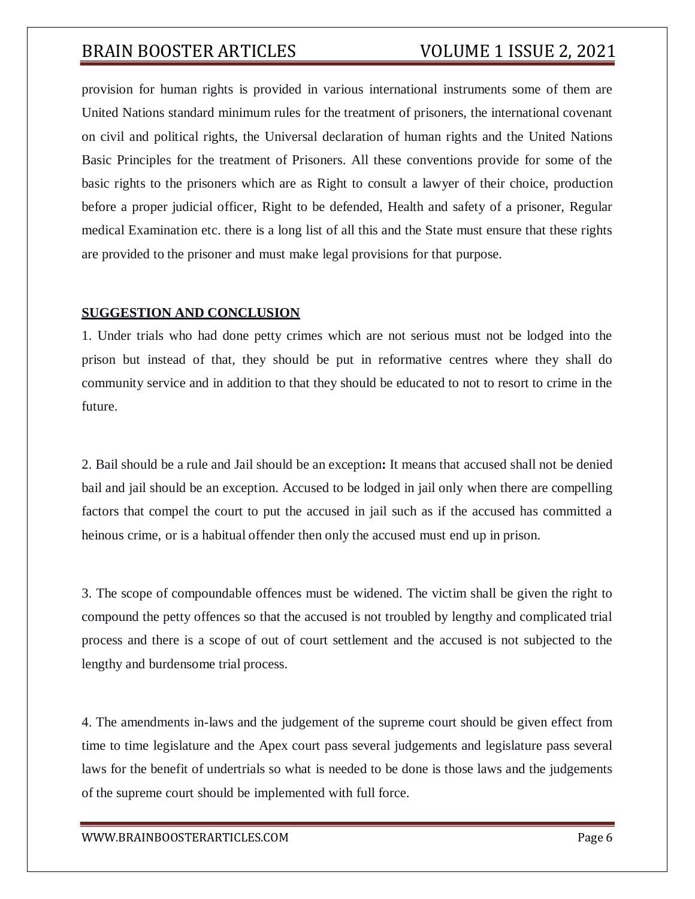provision for human rights is provided in various international instruments some of them are United Nations standard minimum rules for the treatment of prisoners, the international covenant on civil and political rights, the Universal declaration of human rights and the United Nations Basic Principles for the treatment of Prisoners. All these conventions provide for some of the basic rights to the prisoners which are as Right to consult a lawyer of their choice, production before a proper judicial officer, Right to be defended, Health and safety of a prisoner, Regular medical Examination etc. there is a long list of all this and the State must ensure that these rights are provided to the prisoner and must make legal provisions for that purpose.

## SUGGESTION AND CONCLUSION

1. Under trials who had done petty crimes which are not serious must not be lodged into the prison but instead of that, they should be put in reformative centres where they shall do community service and in addition to that they should be educated to not to resort to crime in the future.

2. Bail should be a rule and Jail should be an exception**:** It means that accused shall not be denied bail and jail should be an exception. Accused to be lodged in jail only when there are compelling factors that compel the court to put the accused in jail such as if the accused has committed a heinous crime, or is a habitual offender then only the accused must end up in prison.

3. The scope of compoundable offences must be widened. The victim shall be given the right to compound the petty offences so that the accused is not troubled by lengthy and complicated trial process and there is a scope of out of court settlement and the accused is not subjected to the lengthy and burdensome trial process.

4. The amendments in-laws and the judgement of the supreme court should be given effect from time to time legislature and the Apex court pass several judgements and legislature pass several laws for the benefit of undertrials so what is needed to be done is those laws and the judgements of the supreme court should be implemented with full force.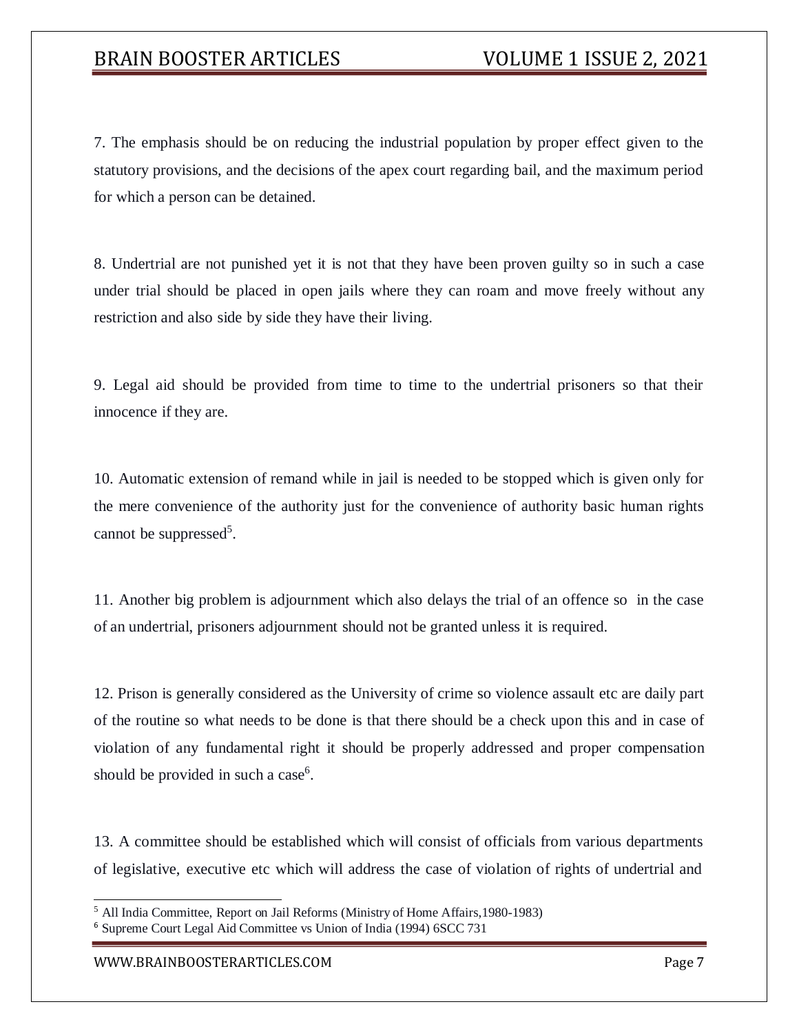7. The emphasis should be on reducing the industrial population by proper effect given to the statutory provisions, and the decisions of the apex court regarding bail, and the maximum period for which a person can be detained.

8. Undertrial are not punished yet it is not that they have been proven guilty so in such a case under trial should be placed in open jails where they can roam and move freely without any restriction and also side by side they have their living.

9. Legal aid should be provided from time to time to the undertrial prisoners so that their innocence if they are.

10. Automatic extension of remand while in jail is needed to be stopped which is given only for the mere convenience of the authority just for the convenience of authority basic human rights cannot be suppressed[5].

11. Another big problem is adjournment which also delays the trial of an offence so in the case of an undertrial, prisoners adjournment should not be granted unless it is required.

12. Prison is generally considered as the University of crime so violence assault etc are daily part of the routine so what needs to be done is that there should be a check upon this and in case of violation of any fundamental right it should be properly addressed and proper compensation should be provided in such a case[6].

13. A committee should be established which will consist of officials from various departments of legislative, executive etc which will address the case of violation of rights of undertrial and

---

[5] All India Committee, Report on Jail Reforms (Ministry of Home Affairs,1980-1983)

[6] Supreme Court Legal Aid Committee vs Union of India (1994) 6SCC 731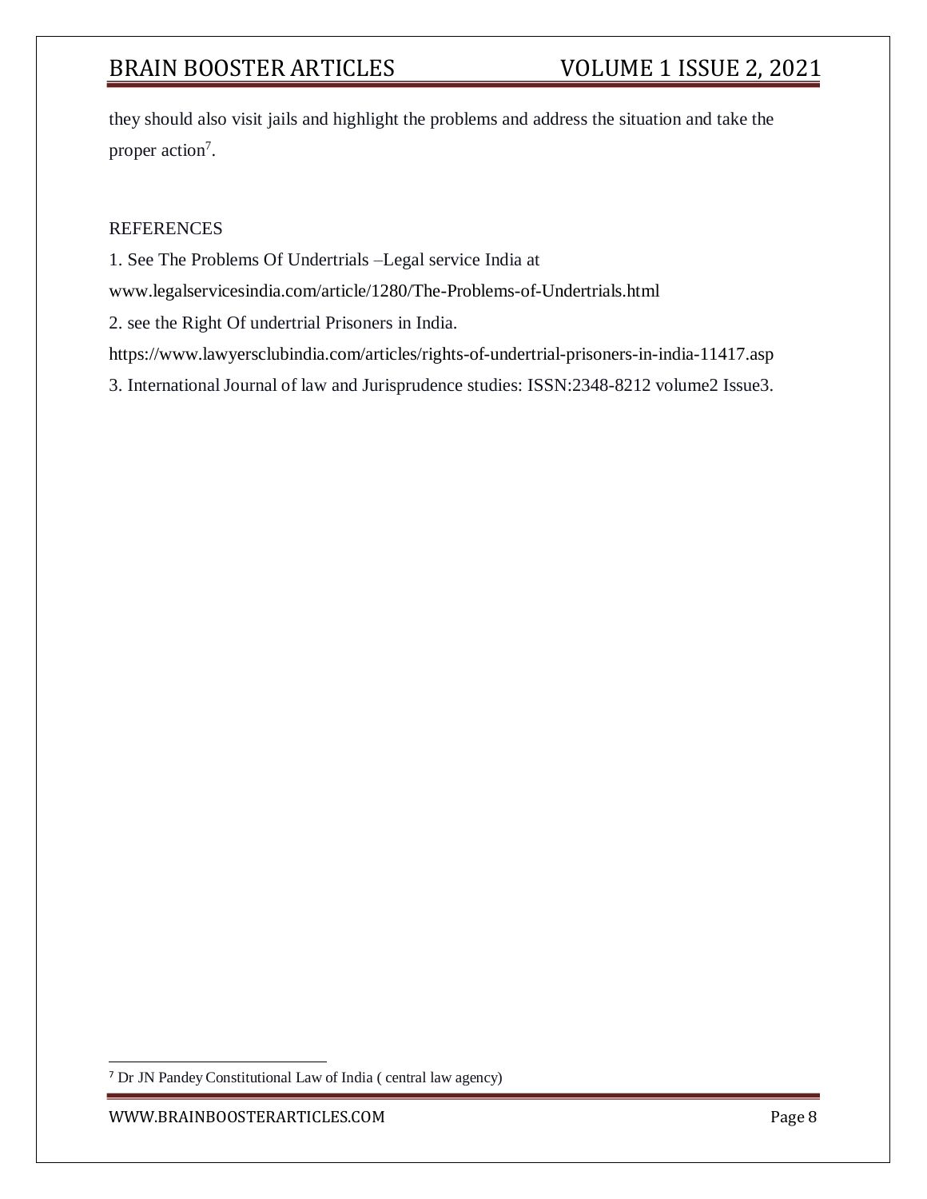they should also visit jails and highlight the problems and address the situation and take the proper action[7].

REFERENCES

1. See The Problems Of Undertrials –Legal service India at www.legalservicesindia.com/article/1280/The-Problems-of-Undertrials.html
2. see the Right Of undertrial Prisoners in India. https://www.lawyersclubindia.com/articles/rights-of-undertrial-prisoners-in-india-11417.asp
3. International Journal of law and Jurisprudence studies: ISSN:2348-8212 volume2 Issue3.

---

[7] Dr JN Pandey Constitutional Law of India ( central law agency)